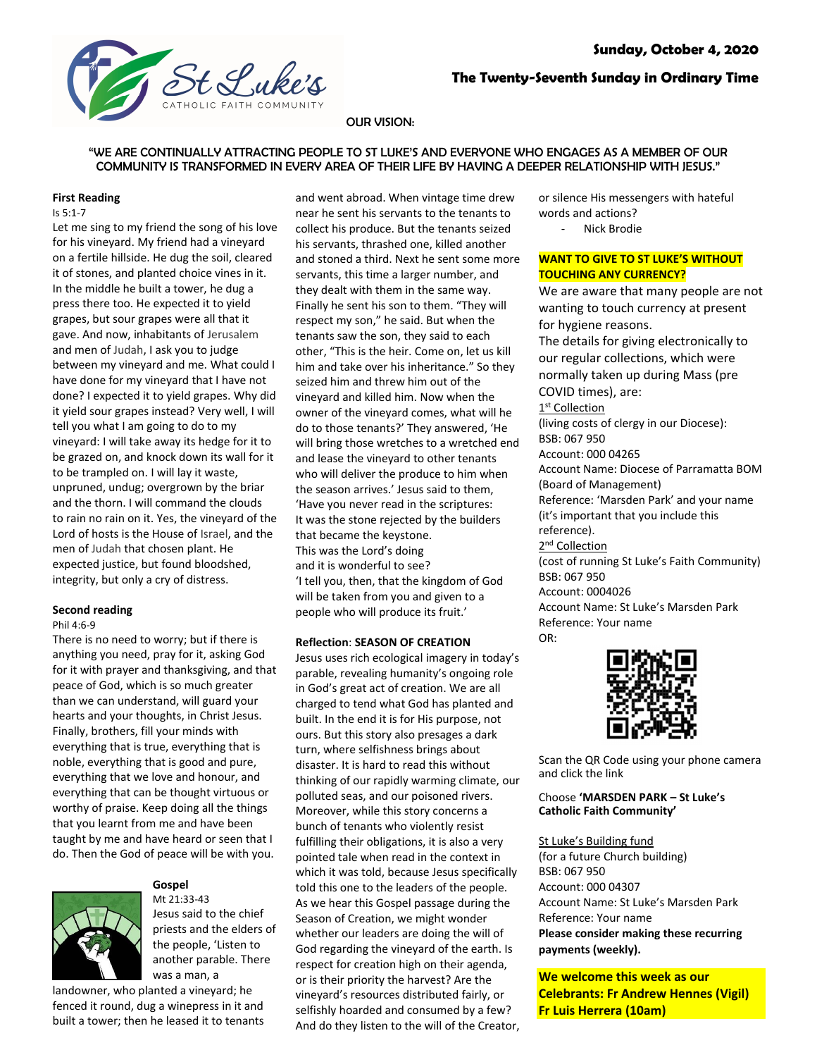**Sunday, October 4, 2020**

**The Twenty-Seventh Sunday in Ordinary Time**

St Luke's CATHOLIC FAITH COMMUNITY

OUR VISION:

"WE ARE CONTINUALLY ATTRACTING PEOPLE TO ST LUKE'S AND EVERYONE WHO ENGAGES AS A MEMBER OF OUR COMMUNITY IS TRANSFORMED IN EVERY AREA OF THEIR LIFE BY HAVING A DEEPER RELATIONSHIP WITH JESUS."

### First Reading

Is 5:1-7

Let me sing to my friend the song of his love for his vineyard. My friend had a vineyard on a fertile hillside. He dug the soil, cleared it of stones, and planted choice vines in it. In the middle he built a tower, he dug a press there too. He expected it to yield grapes, but sour grapes were all that it gave. And now, inhabitants of Jerusalem and men of Judah, I ask you to judge between my vineyard and me. What could I have done for my vineyard that I have not done? I expected it to yield grapes. Why did it yield sour grapes instead? Very well, I will tell you what I am going to do to my vineyard: I will take away its hedge for it to be grazed on, and knock down its wall for it to be trampled on. I will lay it waste, unpruned, undug; overgrown by the briar and the thorn. I will command the clouds to rain no rain on it. Yes, the vineyard of the Lord of hosts is the House of Israel, and the men of Judah that chosen plant. He expected justice, but found bloodshed, integrity, but only a cry of distress.

### Second reading

Phil 4:6-9

There is no need to worry; but if there is anything you need, pray for it, asking God for it with prayer and thanksgiving, and that peace of God, which is so much greater than we can understand, will guard your hearts and your thoughts, in Christ Jesus. Finally, brothers, fill your minds with everything that is true, everything that is noble, everything that is good and pure, everything that we love and honour, and everything that can be thought virtuous or worthy of praise. Keep doing all the things that you learnt from me and have been taught by me and have heard or seen that I do. Then the God of peace will be with you.

### Gospel

Mt 21:33-43

Jesus said to the chief priests and the elders of the people, 'Listen to another parable. There was a man, a landowner, who planted a vineyard; he fenced it round, dug a winepress in it and built a tower; then he leased it to tenants and went abroad. When vintage time drew near he sent his servants to the tenants to collect his produce. But the tenants seized his servants, thrashed one, killed another and stoned a third. Next he sent some more servants, this time a larger number, and they dealt with them in the same way. Finally he sent his son to them. "They will respect my son," he said. But when the tenants saw the son, they said to each other, "This is the heir. Come on, let us kill him and take over his inheritance." So they seized him and threw him out of the vineyard and killed him. Now when the owner of the vineyard comes, what will he do to those tenants?' They answered, 'He will bring those wretches to a wretched end and lease the vineyard to other tenants who will deliver the produce to him when the season arrives.' Jesus said to them, 'Have you never read in the scriptures:
It was the stone rejected by the builders
that became the keystone.
This was the Lord's doing
and it is wonderful to see?
'I tell you, then, that the kingdom of God will be taken from you and given to a people who will produce its fruit.'

### Reflection: SEASON OF CREATION

Jesus uses rich ecological imagery in today's parable, revealing humanity's ongoing role in God's great act of creation. We are all charged to tend what God has planted and built. In the end it is for His purpose, not ours. But this story also presages a dark turn, where selfishness brings about disaster. It is hard to read this without thinking of our rapidly warming climate, our polluted seas, and our poisoned rivers. Moreover, while this story concerns a bunch of tenants who violently resist fulfilling their obligations, it is also a very pointed tale when read in the context in which it was told, because Jesus specifically told this one to the leaders of the people. As we hear this Gospel passage during the Season of Creation, we might wonder whether our leaders are doing the will of God regarding the vineyard of the earth. Is respect for creation high on their agenda, or is their priority the harvest? Are the vineyard's resources distributed fairly, or selfishly hoarded and consumed by a few? And do they listen to the will of the Creator, or silence His messengers with hateful words and actions?

- Nick Brodie

### WANT TO GIVE TO ST LUKE'S WITHOUT TOUCHING ANY CURRENCY?

We are aware that many people are not wanting to touch currency at present for hygiene reasons.

The details for giving electronically to our regular collections, which were normally taken up during Mass (pre COVID times), are:

1st Collection
(living costs of clergy in our Diocese):
BSB: 067 950
Account: 000 04265
Account Name: Diocese of Parramatta BOM (Board of Management)
Reference: 'Marsden Park' and your name (it's important that you include this reference).

2nd Collection
(cost of running St Luke's Faith Community)
BSB: 067 950
Account: 0004026
Account Name: St Luke's Marsden Park
Reference: Your name

OR:

Scan the QR Code using your phone camera and click the link

Choose **'MARSDEN PARK – St Luke's Catholic Faith Community'**

St Luke's Building fund
(for a future Church building)
BSB: 067 950
Account: 000 04307
Account Name: St Luke's Marsden Park
Reference: Your name

**Please consider making these recurring payments (weekly).**

**We welcome this week as our Celebrants: Fr Andrew Hennes (Vigil) Fr Luis Herrera (10am)**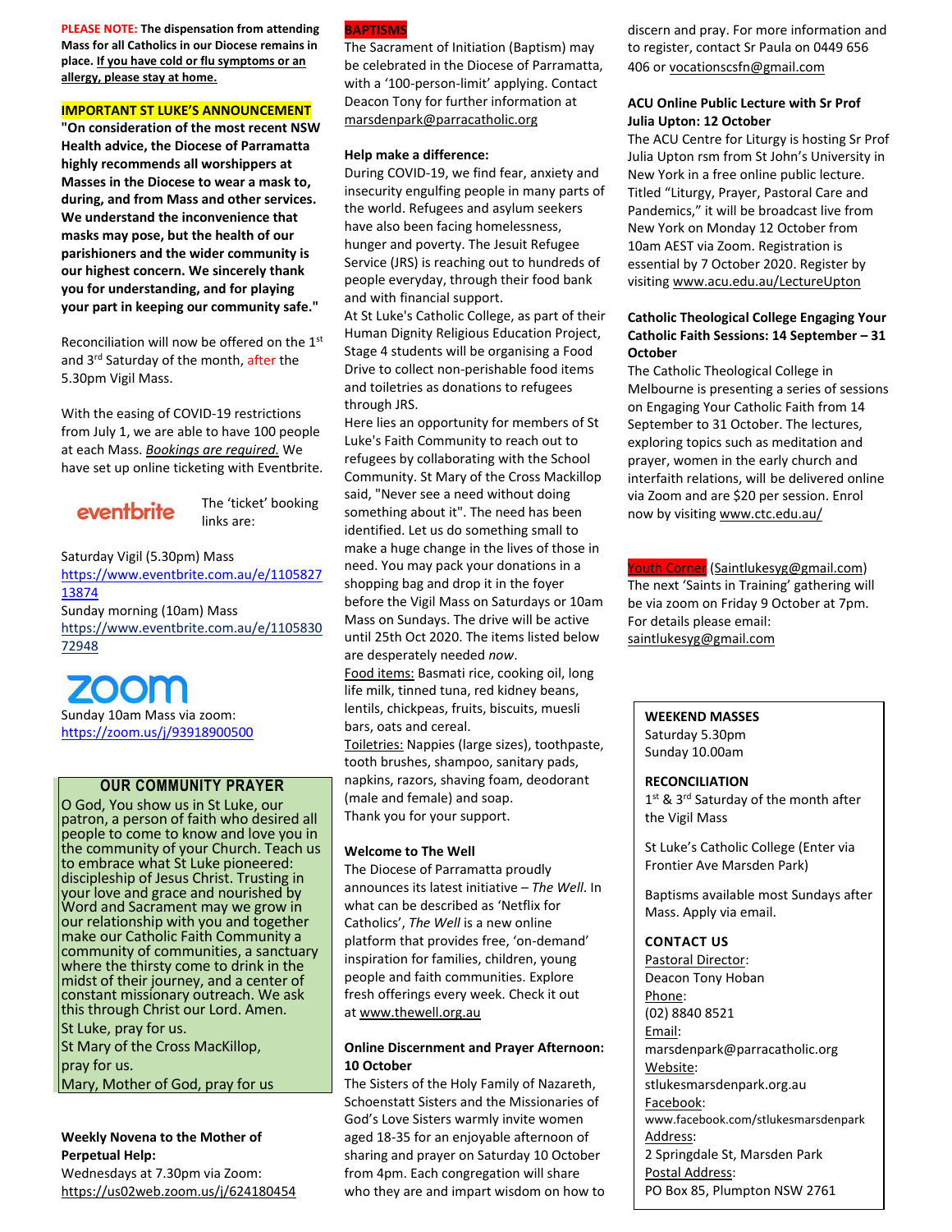**PLEASE NOTE: The dispensation from attending Mass for all Catholics in our Diocese remains in place. If you have cold or flu symptoms or an allergy, please stay at home.**

**IMPORTANT ST LUKE'S ANNOUNCEMENT**

**"On consideration of the most recent NSW Health advice, the Diocese of Parramatta highly recommends all worshippers at Masses in the Diocese to wear a mask to, during, and from Mass and other services. We understand the inconvenience that masks may pose, but the health of our parishioners and the wider community is our highest concern. We sincerely thank you for understanding, and for playing your part in keeping our community safe."**

Reconciliation will now be offered on the 1st and 3rd Saturday of the month, after the 5.30pm Vigil Mass.

With the easing of COVID-19 restrictions from July 1, we are able to have 100 people at each Mass. *Bookings are required.* We have set up online ticketing with Eventbrite.

eventbrite

The 'ticket' booking links are:

Saturday Vigil (5.30pm) Mass
https://www.eventbrite.com.au/e/110582713874

Sunday morning (10am) Mass
https://www.eventbrite.com.au/e/110583072948

zoom

Sunday 10am Mass via zoom:
https://zoom.us/j/93918900500

## OUR COMMUNITY PRAYER

O God, You show us in St Luke, our patron, a person of faith who desired all people to come to know and love you in the community of your Church. Teach us to embrace what St Luke pioneered: discipleship of Jesus Christ. Trusting in your love and grace and nourished by Word and Sacrament may we grow in our relationship with you and together make our Catholic Faith Community a community of communities, a sanctuary where the thirsty come to drink in the midst of their journey, and a center of constant missionary outreach. We ask this through Christ our Lord. Amen.

St Luke, pray for us.

St Mary of the Cross MacKillop, pray for us.

Mary, Mother of God, pray for us

**Weekly Novena to the Mother of Perpetual Help:**

Wednesdays at 7.30pm via Zoom:
https://us02web.zoom.us/j/624180454

**BAPTISMS**

The Sacrament of Initiation (Baptism) may be celebrated in the Diocese of Parramatta, with a '100-person-limit' applying. Contact Deacon Tony for further information at marsdenpark@parracatholic.org

**Help make a difference:**

During COVID-19, we find fear, anxiety and insecurity engulfing people in many parts of the world. Refugees and asylum seekers have also been facing homelessness, hunger and poverty. The Jesuit Refugee Service (JRS) is reaching out to hundreds of people everyday, through their food bank and with financial support.

At St Luke's Catholic College, as part of their Human Dignity Religious Education Project, Stage 4 students will be organising a Food Drive to collect non-perishable food items and toiletries as donations to refugees through JRS.

Here lies an opportunity for members of St Luke's Faith Community to reach out to refugees by collaborating with the School Community. St Mary of the Cross Mackillop said, "Never see a need without doing something about it". The need has been identified. Let us do something small to make a huge change in the lives of those in need. You may pack your donations in a shopping bag and drop it in the foyer before the Vigil Mass on Saturdays or 10am Mass on Sundays. The drive will be active until 25th Oct 2020. The items listed below are desperately needed *now*.

Food items: Basmati rice, cooking oil, long life milk, tinned tuna, red kidney beans, lentils, chickpeas, fruits, biscuits, muesli bars, oats and cereal.

Toiletries: Nappies (large sizes), toothpaste, tooth brushes, shampoo, sanitary pads, napkins, razors, shaving foam, deodorant (male and female) and soap.

Thank you for your support.

**Welcome to The Well**

The Diocese of Parramatta proudly announces its latest initiative – *The Well*. In what can be described as 'Netflix for Catholics', *The Well* is a new online platform that provides free, 'on-demand' inspiration for families, children, young people and faith communities. Explore fresh offerings every week. Check it out at www.thewell.org.au

**Online Discernment and Prayer Afternoon: 10 October**

The Sisters of the Holy Family of Nazareth, Schoenstatt Sisters and the Missionaries of God's Love Sisters warmly invite women aged 18-35 for an enjoyable afternoon of sharing and prayer on Saturday 10 October from 4pm. Each congregation will share who they are and impart wisdom on how to discern and pray. For more information and to register, contact Sr Paula on 0449 656 406 or vocationscsfn@gmail.com

**ACU Online Public Lecture with Sr Prof Julia Upton: 12 October**

The ACU Centre for Liturgy is hosting Sr Prof Julia Upton rsm from St John's University in New York in a free online public lecture. Titled "Liturgy, Prayer, Pastoral Care and Pandemics," it will be broadcast live from New York on Monday 12 October from 10am AEST via Zoom. Registration is essential by 7 October 2020. Register by visiting www.acu.edu.au/LectureUpton

**Catholic Theological College Engaging Your Catholic Faith Sessions: 14 September – 31 October**

The Catholic Theological College in Melbourne is presenting a series of sessions on Engaging Your Catholic Faith from 14 September to 31 October. The lectures, exploring topics such as meditation and prayer, women in the early church and interfaith relations, will be delivered online via Zoom and are $20 per session. Enrol now by visiting www.ctc.edu.au/

Youth Corner (Saintlukesyg@gmail.com)

The next 'Saints in Training' gathering will be via zoom on Friday 9 October at 7pm. For details please email: saintlukesyg@gmail.com

**WEEKEND MASSES**

Saturday 5.30pm
Sunday 10.00am

**RECONCILIATION**

1st & 3rd Saturday of the month after the Vigil Mass

St Luke's Catholic College (Enter via Frontier Ave Marsden Park)

Baptisms available most Sundays after Mass. Apply via email.

**CONTACT US**

Pastoral Director:
Deacon Tony Hoban

Phone:
(02) 8840 8521

Email:
marsdenpark@parracatholic.org

Website:
stlukesmarsdenpark.org.au

Facebook:
www.facebook.com/stlukesmarsdenpark

Address:
2 Springdale St, Marsden Park

Postal Address:
PO Box 85, Plumpton NSW 2761